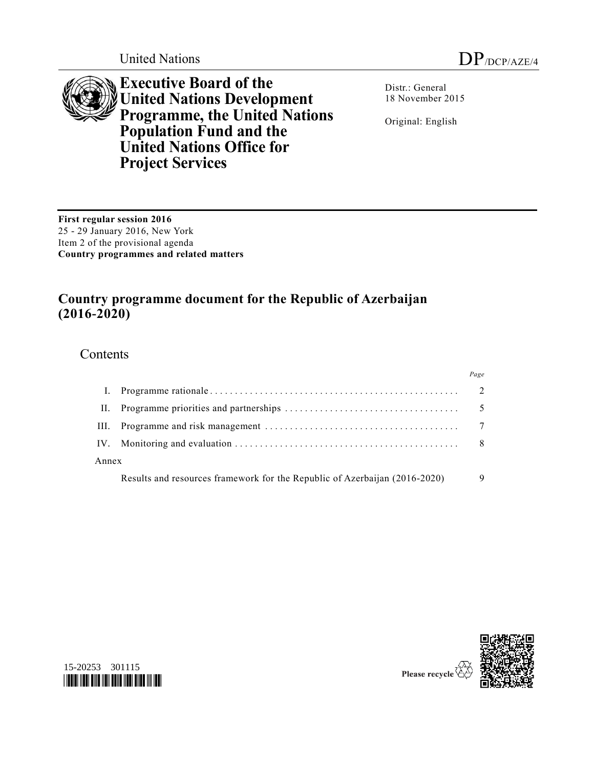United Nations DP/DCP/AZE/4

# Executive Board of the United Nations Development Programme, the United Nations Population Fund and the United Nations Office for Project Services

Distr.: General
18 November 2015

Original: English

**First regular session 2016**
25 - 29 January 2016, New York
Item 2 of the provisional agenda
**Country programmes and related matters**

## Country programme document for the Republic of Azerbaijan (2016-2020)

### Contents

| | | *Page* |
|---|---|---|
| I. | Programme rationale | 2 |
| II. | Programme priorities and partnerships | 5 |
| III. | Programme and risk management | 7 |
| IV. | Monitoring and evaluation | 8 |
| Annex | | |
| | Results and resources framework for the Republic of Azerbaijan (2016-2020) | 9 |

15-20253 301115

Please recycle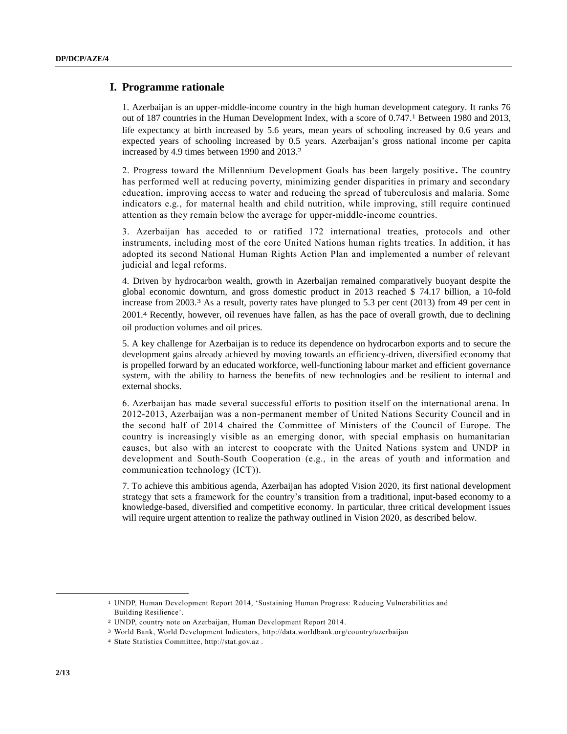# I. Programme rationale

1. Azerbaijan is an upper-middle-income country in the high human development category. It ranks 76 out of 187 countries in the Human Development Index, with a score of 0.747.[1] Between 1980 and 2013, life expectancy at birth increased by 5.6 years, mean years of schooling increased by 0.6 years and expected years of schooling increased by 0.5 years. Azerbaijan's gross national income per capita increased by 4.9 times between 1990 and 2013.[2]

2. Progress toward the Millennium Development Goals has been largely positive. The country has performed well at reducing poverty, minimizing gender disparities in primary and secondary education, improving access to water and reducing the spread of tuberculosis and malaria. Some indicators e.g., for maternal health and child nutrition, while improving, still require continued attention as they remain below the average for upper-middle-income countries.

3. Azerbaijan has acceded to or ratified 172 international treaties, protocols and other instruments, including most of the core United Nations human rights treaties. In addition, it has adopted its second National Human Rights Action Plan and implemented a number of relevant judicial and legal reforms.

4. Driven by hydrocarbon wealth, growth in Azerbaijan remained comparatively buoyant despite the global economic downturn, and gross domestic product in 2013 reached $ 74.17 billion, a 10-fold increase from 2003.[3] As a result, poverty rates have plunged to 5.3 per cent (2013) from 49 per cent in 2001.[4] Recently, however, oil revenues have fallen, as has the pace of overall growth, due to declining oil production volumes and oil prices.

5. A key challenge for Azerbaijan is to reduce its dependence on hydrocarbon exports and to secure the development gains already achieved by moving towards an efficiency-driven, diversified economy that is propelled forward by an educated workforce, well-functioning labour market and efficient governance system, with the ability to harness the benefits of new technologies and be resilient to internal and external shocks.

6. Azerbaijan has made several successful efforts to position itself on the international arena. In 2012-2013, Azerbaijan was a non-permanent member of United Nations Security Council and in the second half of 2014 chaired the Committee of Ministers of the Council of Europe. The country is increasingly visible as an emerging donor, with special emphasis on humanitarian causes, but also with an interest to cooperate with the United Nations system and UNDP in development and South-South Cooperation (e.g., in the areas of youth and information and communication technology (ICT)).

7. To achieve this ambitious agenda, Azerbaijan has adopted Vision 2020, its first national development strategy that sets a framework for the country's transition from a traditional, input-based economy to a knowledge-based, diversified and competitive economy. In particular, three critical development issues will require urgent attention to realize the pathway outlined in Vision 2020, as described below.

---

[1] UNDP, Human Development Report 2014, 'Sustaining Human Progress: Reducing Vulnerabilities and Building Resilience'.

[2] UNDP, country note on Azerbaijan, Human Development Report 2014.

[3] World Bank, World Development Indicators, http://data.worldbank.org/country/azerbaijan

[4] State Statistics Committee, http://stat.gov.az .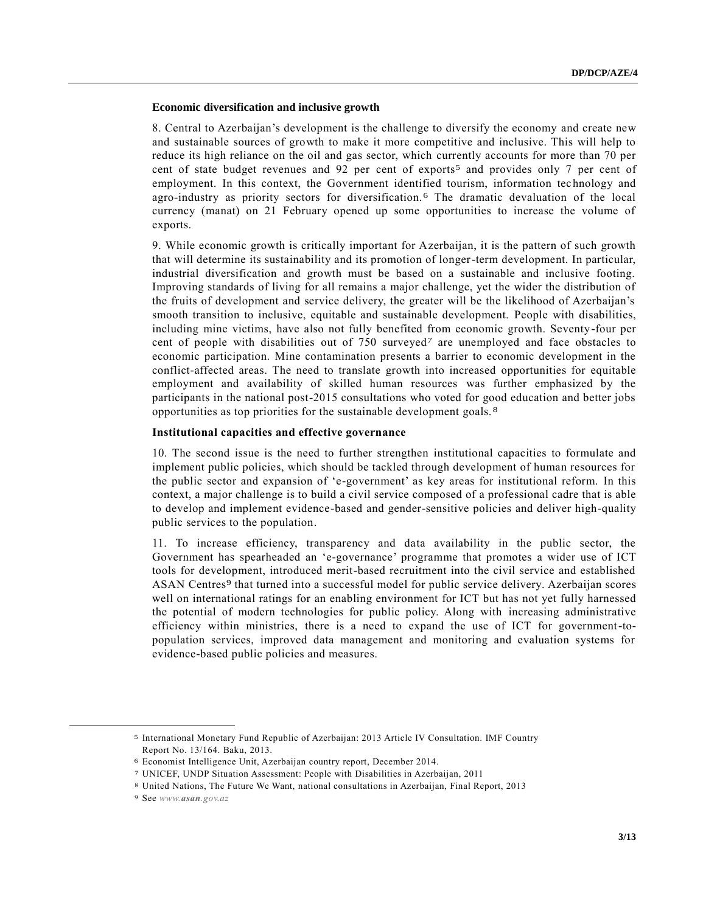**Economic diversification and inclusive growth**

8. Central to Azerbaijan's development is the challenge to diversify the economy and create new and sustainable sources of growth to make it more competitive and inclusive. This will help to reduce its high reliance on the oil and gas sector, which currently accounts for more than 70 per cent of state budget revenues and 92 per cent of exports[5] and provides only 7 per cent of employment. In this context, the Government identified tourism, information technology and agro-industry as priority sectors for diversification.[6] The dramatic devaluation of the local currency (manat) on 21 February opened up some opportunities to increase the volume of exports.

9. While economic growth is critically important for Azerbaijan, it is the pattern of such growth that will determine its sustainability and its promotion of longer-term development. In particular, industrial diversification and growth must be based on a sustainable and inclusive footing. Improving standards of living for all remains a major challenge, yet the wider the distribution of the fruits of development and service delivery, the greater will be the likelihood of Azerbaijan's smooth transition to inclusive, equitable and sustainable development. People with disabilities, including mine victims, have also not fully benefited from economic growth. Seventy-four per cent of people with disabilities out of 750 surveyed[7] are unemployed and face obstacles to economic participation. Mine contamination presents a barrier to economic development in the conflict-affected areas. The need to translate growth into increased opportunities for equitable employment and availability of skilled human resources was further emphasized by the participants in the national post-2015 consultations who voted for good education and better jobs opportunities as top priorities for the sustainable development goals.[8]

**Institutional capacities and effective governance**

10. The second issue is the need to further strengthen institutional capacities to formulate and implement public policies, which should be tackled through development of human resources for the public sector and expansion of 'e-government' as key areas for institutional reform. In this context, a major challenge is to build a civil service composed of a professional cadre that is able to develop and implement evidence-based and gender-sensitive policies and deliver high-quality public services to the population.

11. To increase efficiency, transparency and data availability in the public sector, the Government has spearheaded an 'e-governance' programme that promotes a wider use of ICT tools for development, introduced merit-based recruitment into the civil service and established ASAN Centres[9] that turned into a successful model for public service delivery. Azerbaijan scores well on international ratings for an enabling environment for ICT but has not yet fully harnessed the potential of modern technologies for public policy. Along with increasing administrative efficiency within ministries, there is a need to expand the use of ICT for government-to-population services, improved data management and monitoring and evaluation systems for evidence-based public policies and measures.

---

[5] International Monetary Fund Republic of Azerbaijan: 2013 Article IV Consultation. IMF Country Report No. 13/164. Baku, 2013.

[6] Economist Intelligence Unit, Azerbaijan country report, December 2014.

[7] UNICEF, UNDP Situation Assessment: People with Disabilities in Azerbaijan, 2011

[8] United Nations, The Future We Want, national consultations in Azerbaijan, Final Report, 2013

[9] See *www.**asan**.gov.az*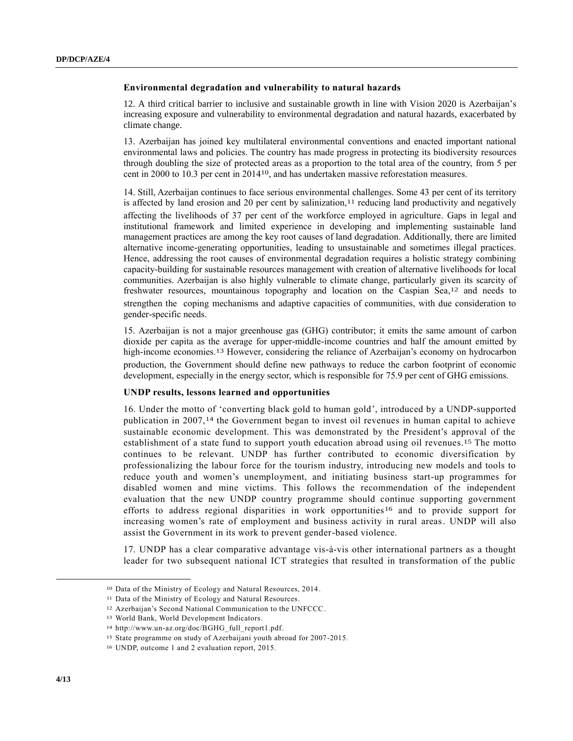### Environmental degradation and vulnerability to natural hazards

12. A third critical barrier to inclusive and sustainable growth in line with Vision 2020 is Azerbaijan's increasing exposure and vulnerability to environmental degradation and natural hazards, exacerbated by climate change.

13. Azerbaijan has joined key multilateral environmental conventions and enacted important national environmental laws and policies. The country has made progress in protecting its biodiversity resources through doubling the size of protected areas as a proportion to the total area of the country, from 5 per cent in 2000 to 10.3 per cent in 2014[10], and has undertaken massive reforestation measures.

14. Still, Azerbaijan continues to face serious environmental challenges. Some 43 per cent of its territory is affected by land erosion and 20 per cent by salinization,[11] reducing land productivity and negatively affecting the livelihoods of 37 per cent of the workforce employed in agriculture. Gaps in legal and institutional framework and limited experience in developing and implementing sustainable land management practices are among the key root causes of land degradation. Additionally, there are limited alternative income-generating opportunities, leading to unsustainable and sometimes illegal practices. Hence, addressing the root causes of environmental degradation requires a holistic strategy combining capacity-building for sustainable resources management with creation of alternative livelihoods for local communities. Azerbaijan is also highly vulnerable to climate change, particularly given its scarcity of freshwater resources, mountainous topography and location on the Caspian Sea,[12] and needs to strengthen the coping mechanisms and adaptive capacities of communities, with due consideration to gender-specific needs.

15. Azerbaijan is not a major greenhouse gas (GHG) contributor; it emits the same amount of carbon dioxide per capita as the average for upper-middle-income countries and half the amount emitted by high-income economies.[13] However, considering the reliance of Azerbaijan's economy on hydrocarbon production, the Government should define new pathways to reduce the carbon footprint of economic development, especially in the energy sector, which is responsible for 75.9 per cent of GHG emissions.

### UNDP results, lessons learned and opportunities

16. Under the motto of 'converting black gold to human gold', introduced by a UNDP-supported publication in 2007,[14] the Government began to invest oil revenues in human capital to achieve sustainable economic development. This was demonstrated by the President's approval of the establishment of a state fund to support youth education abroad using oil revenues.[15] The motto continues to be relevant. UNDP has further contributed to economic diversification by professionalizing the labour force for the tourism industry, introducing new models and tools to reduce youth and women's unemployment, and initiating business start-up programmes for disabled women and mine victims. This follows the recommendation of the independent evaluation that the new UNDP country programme should continue supporting government efforts to address regional disparities in work opportunities[16] and to provide support for increasing women's rate of employment and business activity in rural areas. UNDP will also assist the Government in its work to prevent gender-based violence.

17. UNDP has a clear comparative advantage vis-à-vis other international partners as a thought leader for two subsequent national ICT strategies that resulted in transformation of the public

---

[10] Data of the Ministry of Ecology and Natural Resources, 2014.

[11] Data of the Ministry of Ecology and Natural Resources.

[12] Azerbaijan's Second National Communication to the UNFCCC.

[13] World Bank, World Development Indicators.

[14] http://www.un-az.org/doc/BGHG_full_report1.pdf.

[15] State programme on study of Azerbaijani youth abroad for 2007-2015.

[16] UNDP, outcome 1 and 2 evaluation report, 2015.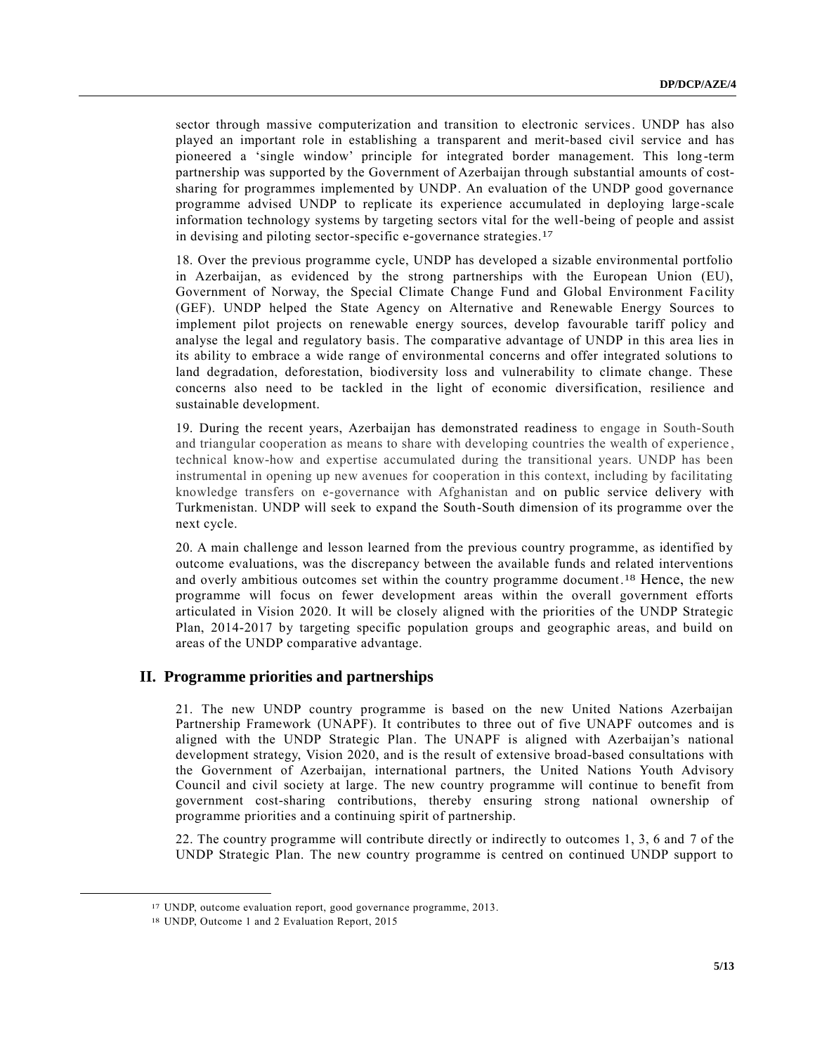sector through massive computerization and transition to electronic services. UNDP has also played an important role in establishing a transparent and merit-based civil service and has pioneered a 'single window' principle for integrated border management. This long-term partnership was supported by the Government of Azerbaijan through substantial amounts of cost-sharing for programmes implemented by UNDP. An evaluation of the UNDP good governance programme advised UNDP to replicate its experience accumulated in deploying large-scale information technology systems by targeting sectors vital for the well-being of people and assist in devising and piloting sector-specific e-governance strategies.[17]

18. Over the previous programme cycle, UNDP has developed a sizable environmental portfolio in Azerbaijan, as evidenced by the strong partnerships with the European Union (EU), Government of Norway, the Special Climate Change Fund and Global Environment Facility (GEF). UNDP helped the State Agency on Alternative and Renewable Energy Sources to implement pilot projects on renewable energy sources, develop favourable tariff policy and analyse the legal and regulatory basis. The comparative advantage of UNDP in this area lies in its ability to embrace a wide range of environmental concerns and offer integrated solutions to land degradation, deforestation, biodiversity loss and vulnerability to climate change. These concerns also need to be tackled in the light of economic diversification, resilience and sustainable development.

19. During the recent years, Azerbaijan has demonstrated readiness to engage in South-South and triangular cooperation as means to share with developing countries the wealth of experience, technical know-how and expertise accumulated during the transitional years. UNDP has been instrumental in opening up new avenues for cooperation in this context, including by facilitating knowledge transfers on e-governance with Afghanistan and on public service delivery with Turkmenistan. UNDP will seek to expand the South-South dimension of its programme over the next cycle.

20. A main challenge and lesson learned from the previous country programme, as identified by outcome evaluations, was the discrepancy between the available funds and related interventions and overly ambitious outcomes set within the country programme document.[18] Hence, the new programme will focus on fewer development areas within the overall government efforts articulated in Vision 2020. It will be closely aligned with the priorities of the UNDP Strategic Plan, 2014-2017 by targeting specific population groups and geographic areas, and build on areas of the UNDP comparative advantage.

## II. Programme priorities and partnerships

21. The new UNDP country programme is based on the new United Nations Azerbaijan Partnership Framework (UNAPF). It contributes to three out of five UNAPF outcomes and is aligned with the UNDP Strategic Plan. The UNAPF is aligned with Azerbaijan's national development strategy, Vision 2020, and is the result of extensive broad-based consultations with the Government of Azerbaijan, international partners, the United Nations Youth Advisory Council and civil society at large. The new country programme will continue to benefit from government cost-sharing contributions, thereby ensuring strong national ownership of programme priorities and a continuing spirit of partnership.

22. The country programme will contribute directly or indirectly to outcomes 1, 3, 6 and 7 of the UNDP Strategic Plan. The new country programme is centred on continued UNDP support to

---

[17] UNDP, outcome evaluation report, good governance programme, 2013.

[18] UNDP, Outcome 1 and 2 Evaluation Report, 2015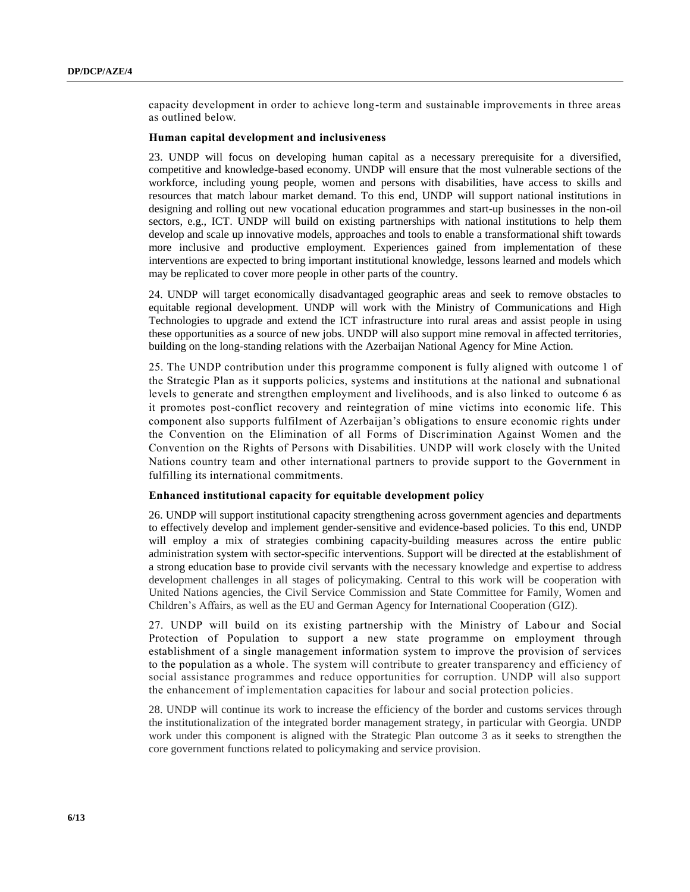capacity development in order to achieve long-term and sustainable improvements in three areas as outlined below.

**Human capital development and inclusiveness**

23. UNDP will focus on developing human capital as a necessary prerequisite for a diversified, competitive and knowledge-based economy. UNDP will ensure that the most vulnerable sections of the workforce, including young people, women and persons with disabilities, have access to skills and resources that match labour market demand. To this end, UNDP will support national institutions in designing and rolling out new vocational education programmes and start-up businesses in the non-oil sectors, e.g., ICT. UNDP will build on existing partnerships with national institutions to help them develop and scale up innovative models, approaches and tools to enable a transformational shift towards more inclusive and productive employment. Experiences gained from implementation of these interventions are expected to bring important institutional knowledge, lessons learned and models which may be replicated to cover more people in other parts of the country.

24. UNDP will target economically disadvantaged geographic areas and seek to remove obstacles to equitable regional development. UNDP will work with the Ministry of Communications and High Technologies to upgrade and extend the ICT infrastructure into rural areas and assist people in using these opportunities as a source of new jobs. UNDP will also support mine removal in affected territories, building on the long-standing relations with the Azerbaijan National Agency for Mine Action.

25. The UNDP contribution under this programme component is fully aligned with outcome 1 of the Strategic Plan as it supports policies, systems and institutions at the national and subnational levels to generate and strengthen employment and livelihoods, and is also linked to outcome 6 as it promotes post-conflict recovery and reintegration of mine victims into economic life. This component also supports fulfilment of Azerbaijan's obligations to ensure economic rights under the Convention on the Elimination of all Forms of Discrimination Against Women and the Convention on the Rights of Persons with Disabilities. UNDP will work closely with the United Nations country team and other international partners to provide support to the Government in fulfilling its international commitments.

**Enhanced institutional capacity for equitable development policy**

26. UNDP will support institutional capacity strengthening across government agencies and departments to effectively develop and implement gender-sensitive and evidence-based policies. To this end, UNDP will employ a mix of strategies combining capacity-building measures across the entire public administration system with sector-specific interventions. Support will be directed at the establishment of a strong education base to provide civil servants with the necessary knowledge and expertise to address development challenges in all stages of policymaking. Central to this work will be cooperation with United Nations agencies, the Civil Service Commission and State Committee for Family, Women and Children's Affairs, as well as the EU and German Agency for International Cooperation (GIZ).

27. UNDP will build on its existing partnership with the Ministry of Labour and Social Protection of Population to support a new state programme on employment through establishment of a single management information system to improve the provision of services to the population as a whole. The system will contribute to greater transparency and efficiency of social assistance programmes and reduce opportunities for corruption. UNDP will also support the enhancement of implementation capacities for labour and social protection policies.

28. UNDP will continue its work to increase the efficiency of the border and customs services through the institutionalization of the integrated border management strategy, in particular with Georgia. UNDP work under this component is aligned with the Strategic Plan outcome 3 as it seeks to strengthen the core government functions related to policymaking and service provision.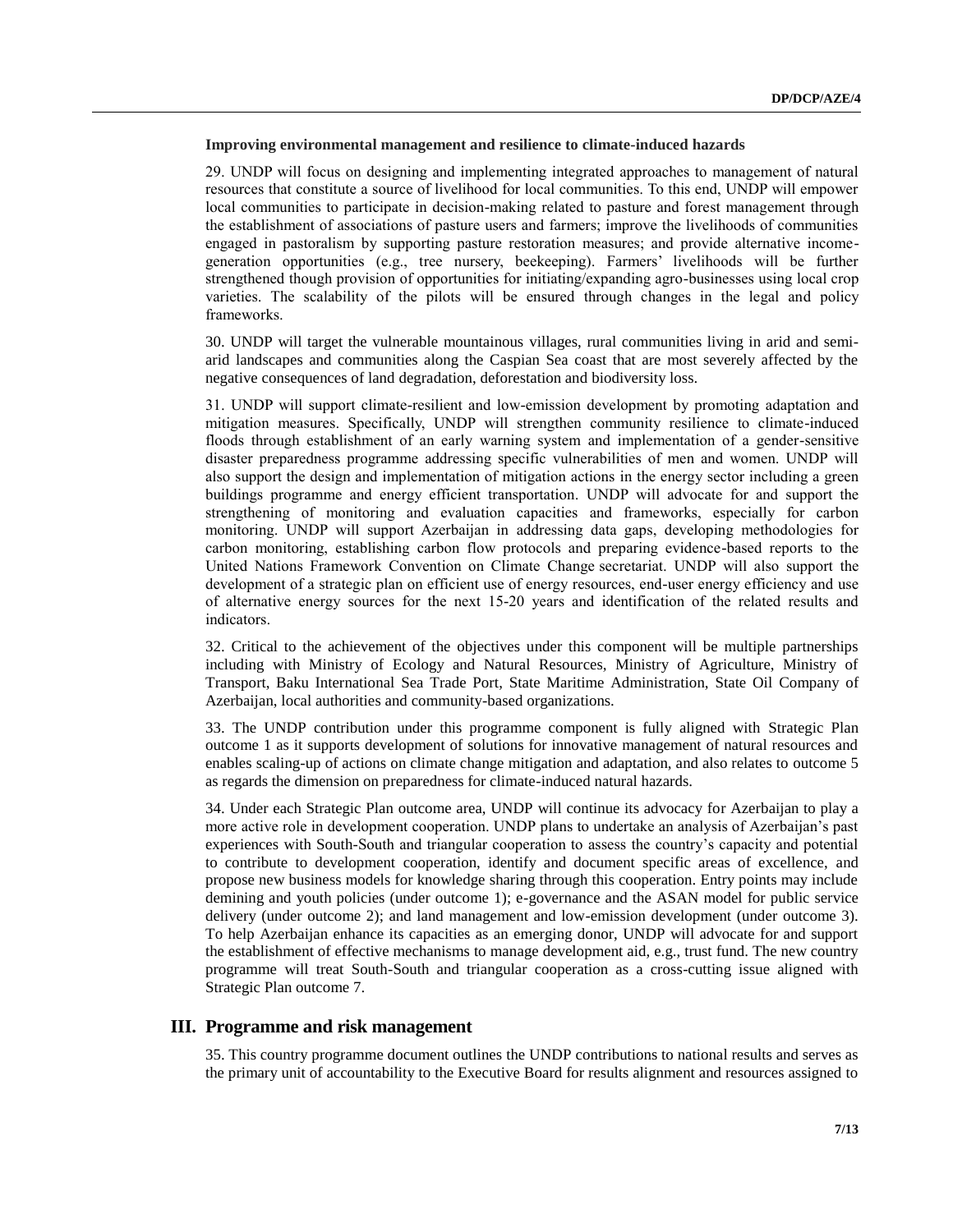**Improving environmental management and resilience to climate-induced hazards**

29. UNDP will focus on designing and implementing integrated approaches to management of natural resources that constitute a source of livelihood for local communities. To this end, UNDP will empower local communities to participate in decision-making related to pasture and forest management through the establishment of associations of pasture users and farmers; improve the livelihoods of communities engaged in pastoralism by supporting pasture restoration measures; and provide alternative income-generation opportunities (e.g., tree nursery, beekeeping). Farmers' livelihoods will be further strengthened though provision of opportunities for initiating/expanding agro-businesses using local crop varieties. The scalability of the pilots will be ensured through changes in the legal and policy frameworks.

30. UNDP will target the vulnerable mountainous villages, rural communities living in arid and semi-arid landscapes and communities along the Caspian Sea coast that are most severely affected by the negative consequences of land degradation, deforestation and biodiversity loss.

31. UNDP will support climate-resilient and low-emission development by promoting adaptation and mitigation measures. Specifically, UNDP will strengthen community resilience to climate-induced floods through establishment of an early warning system and implementation of a gender-sensitive disaster preparedness programme addressing specific vulnerabilities of men and women. UNDP will also support the design and implementation of mitigation actions in the energy sector including a green buildings programme and energy efficient transportation. UNDP will advocate for and support the strengthening of monitoring and evaluation capacities and frameworks, especially for carbon monitoring. UNDP will support Azerbaijan in addressing data gaps, developing methodologies for carbon monitoring, establishing carbon flow protocols and preparing evidence-based reports to the United Nations Framework Convention on Climate Change secretariat. UNDP will also support the development of a strategic plan on efficient use of energy resources, end-user energy efficiency and use of alternative energy sources for the next 15-20 years and identification of the related results and indicators.

32. Critical to the achievement of the objectives under this component will be multiple partnerships including with Ministry of Ecology and Natural Resources, Ministry of Agriculture, Ministry of Transport, Baku International Sea Trade Port, State Maritime Administration, State Oil Company of Azerbaijan, local authorities and community-based organizations.

33. The UNDP contribution under this programme component is fully aligned with Strategic Plan outcome 1 as it supports development of solutions for innovative management of natural resources and enables scaling-up of actions on climate change mitigation and adaptation, and also relates to outcome 5 as regards the dimension on preparedness for climate-induced natural hazards.

34. Under each Strategic Plan outcome area, UNDP will continue its advocacy for Azerbaijan to play a more active role in development cooperation. UNDP plans to undertake an analysis of Azerbaijan's past experiences with South-South and triangular cooperation to assess the country's capacity and potential to contribute to development cooperation, identify and document specific areas of excellence, and propose new business models for knowledge sharing through this cooperation. Entry points may include demining and youth policies (under outcome 1); e-governance and the ASAN model for public service delivery (under outcome 2); and land management and low-emission development (under outcome 3). To help Azerbaijan enhance its capacities as an emerging donor, UNDP will advocate for and support the establishment of effective mechanisms to manage development aid, e.g., trust fund. The new country programme will treat South-South and triangular cooperation as a cross-cutting issue aligned with Strategic Plan outcome 7.

## III. Programme and risk management

35. This country programme document outlines the UNDP contributions to national results and serves as the primary unit of accountability to the Executive Board for results alignment and resources assigned to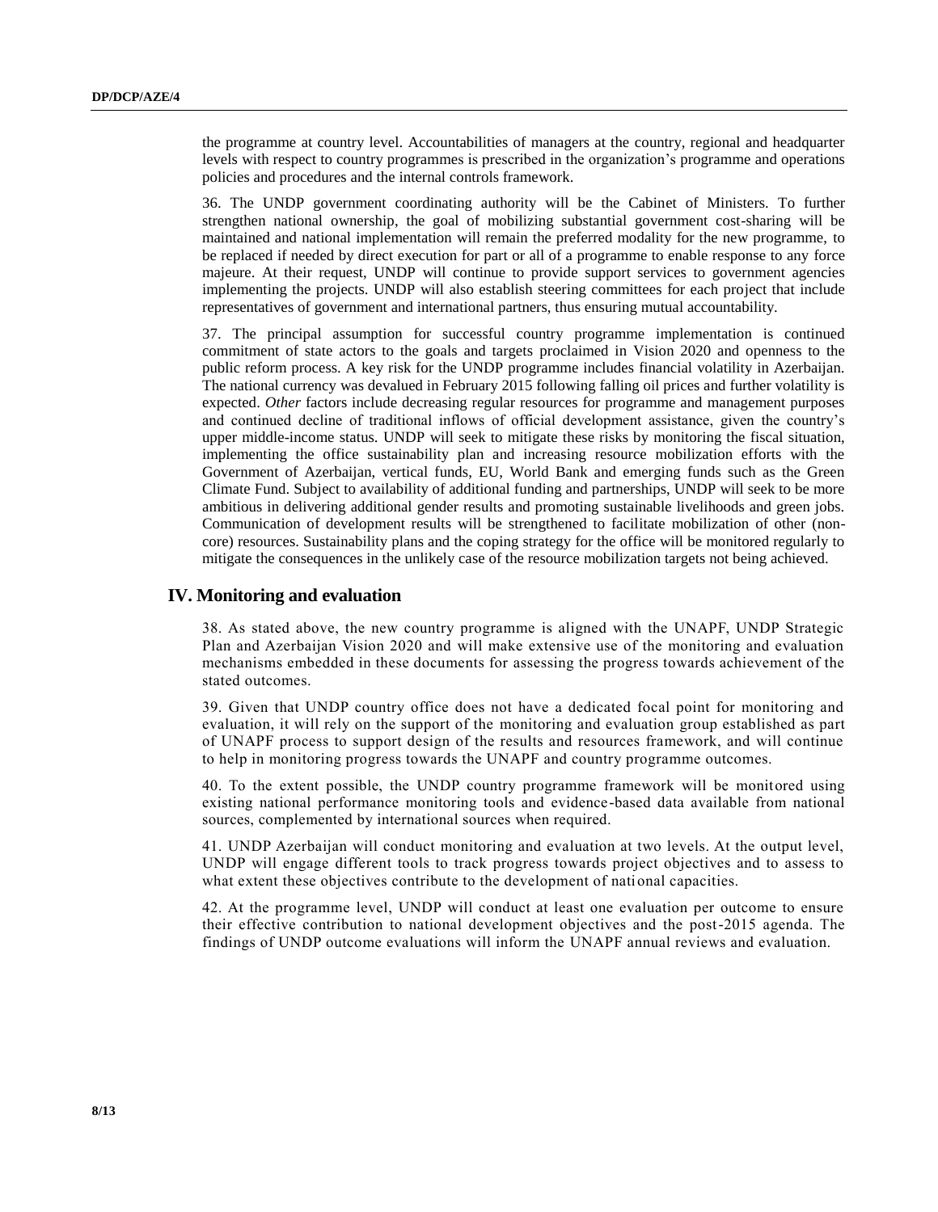the programme at country level. Accountabilities of managers at the country, regional and headquarter levels with respect to country programmes is prescribed in the organization's programme and operations policies and procedures and the internal controls framework.

36. The UNDP government coordinating authority will be the Cabinet of Ministers. To further strengthen national ownership, the goal of mobilizing substantial government cost-sharing will be maintained and national implementation will remain the preferred modality for the new programme, to be replaced if needed by direct execution for part or all of a programme to enable response to any force majeure. At their request, UNDP will continue to provide support services to government agencies implementing the projects. UNDP will also establish steering committees for each project that include representatives of government and international partners, thus ensuring mutual accountability.

37. The principal assumption for successful country programme implementation is continued commitment of state actors to the goals and targets proclaimed in Vision 2020 and openness to the public reform process. A key risk for the UNDP programme includes financial volatility in Azerbaijan. The national currency was devalued in February 2015 following falling oil prices and further volatility is expected. *Other* factors include decreasing regular resources for programme and management purposes and continued decline of traditional inflows of official development assistance, given the country's upper middle-income status. UNDP will seek to mitigate these risks by monitoring the fiscal situation, implementing the office sustainability plan and increasing resource mobilization efforts with the Government of Azerbaijan, vertical funds, EU, World Bank and emerging funds such as the Green Climate Fund. Subject to availability of additional funding and partnerships, UNDP will seek to be more ambitious in delivering additional gender results and promoting sustainable livelihoods and green jobs. Communication of development results will be strengthened to facilitate mobilization of other (non-core) resources. Sustainability plans and the coping strategy for the office will be monitored regularly to mitigate the consequences in the unlikely case of the resource mobilization targets not being achieved.

## IV. Monitoring and evaluation

38. As stated above, the new country programme is aligned with the UNAPF, UNDP Strategic Plan and Azerbaijan Vision 2020 and will make extensive use of the monitoring and evaluation mechanisms embedded in these documents for assessing the progress towards achievement of the stated outcomes.

39. Given that UNDP country office does not have a dedicated focal point for monitoring and evaluation, it will rely on the support of the monitoring and evaluation group established as part of UNAPF process to support design of the results and resources framework, and will continue to help in monitoring progress towards the UNAPF and country programme outcomes.

40. To the extent possible, the UNDP country programme framework will be monitored using existing national performance monitoring tools and evidence-based data available from national sources, complemented by international sources when required.

41. UNDP Azerbaijan will conduct monitoring and evaluation at two levels. At the output level, UNDP will engage different tools to track progress towards project objectives and to assess to what extent these objectives contribute to the development of national capacities.

42. At the programme level, UNDP will conduct at least one evaluation per outcome to ensure their effective contribution to national development objectives and the post-2015 agenda. The findings of UNDP outcome evaluations will inform the UNAPF annual reviews and evaluation.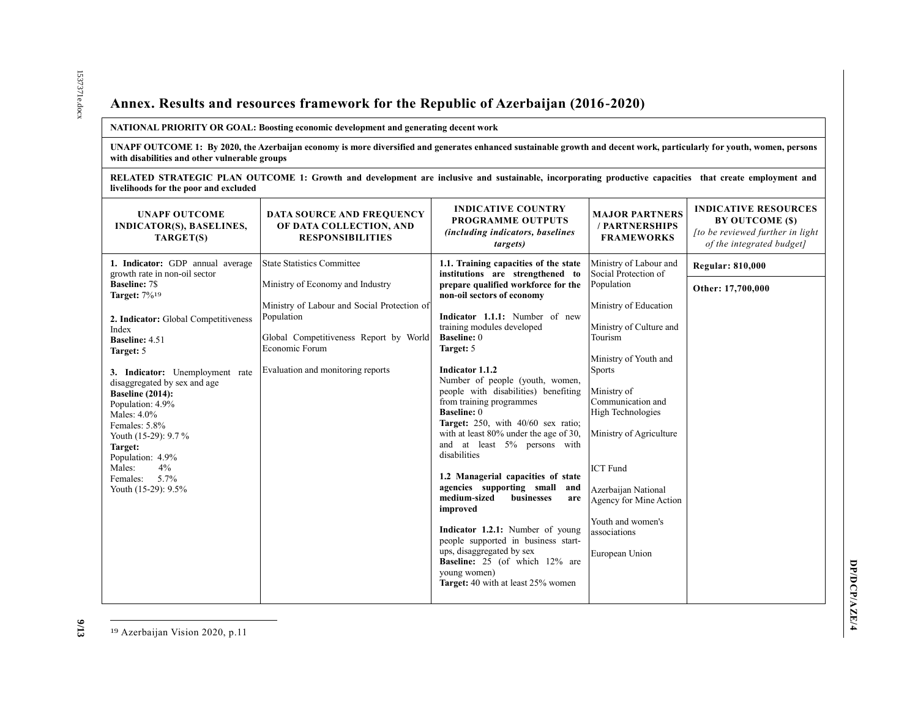## Annex. Results and resources framework for the Republic of Azerbaijan (2016-2020)

**NATIONAL PRIORITY OR GOAL: Boosting economic development and generating decent work**

**UNAPF OUTCOME 1: By 2020, the Azerbaijan economy is more diversified and generates enhanced sustainable growth and decent work, particularly for youth, women, persons with disabilities and other vulnerable groups**

**RELATED STRATEGIC PLAN OUTCOME 1: Growth and development are inclusive and sustainable, incorporating productive capacities that create employment and livelihoods for the poor and excluded**

| UNAPF OUTCOME INDICATOR(S), BASELINES, TARGET(S) | DATA SOURCE AND FREQUENCY OF DATA COLLECTION, AND RESPONSIBILITIES | INDICATIVE COUNTRY PROGRAMME OUTPUTS *(including indicators, baselines targets)* | MAJOR PARTNERS / PARTNERSHIPS FRAMEWORKS | INDICATIVE RESOURCES BY OUTCOME ($) *[to be reviewed further in light of the integrated budget]* |
|---|---|---|---|---|
| **1. Indicator:** GDP annual average growth rate in non-oil sector<br>**Baseline:** 7$<br>**Target:** 7%[19]<br><br>**2. Indicator:** Global Competitiveness Index<br>**Baseline:** 4.51<br>**Target:** 5<br><br>**3. Indicator:** Unemployment rate disaggregated by sex and age<br>**Baseline (2014):**<br>Population: 4.9%<br>Males: 4.0%<br>Females: 5.8%<br>Youth (15-29): 9.7 %<br>**Target:**<br>Population: 4.9%<br>Males: 4%<br>Females: 5.7%<br>Youth (15-29): 9.5% | State Statistics Committee<br><br>Ministry of Economy and Industry<br><br>Ministry of Labour and Social Protection of Population<br><br>Global Competitiveness Report by World Economic Forum<br><br>Evaluation and monitoring reports | **1.1. Training capacities of the state institutions are strengthened to prepare qualified workforce for the non-oil sectors of economy**<br><br>**Indicator 1.1.1:** Number of new training modules developed<br>**Baseline:** 0<br>**Target:** 5<br><br>**Indicator 1.1.2**<br>Number of people (youth, women, people with disabilities) benefiting from training programmes<br>**Baseline:** 0<br>**Target:** 250, with 40/60 sex ratio; with at least 80% under the age of 30, and at least 5% persons with disabilities<br><br>**1.2 Managerial capacities of state agencies supporting small and medium-sized businesses are improved**<br><br>**Indicator 1.2.1:** Number of young people supported in business start-ups, disaggregated by sex<br>**Baseline:** 25 (of which 12% are young women)<br>**Target:** 40 with at least 25% women | Ministry of Labour and Social Protection of Population<br><br>Ministry of Education<br><br>Ministry of Culture and Tourism<br><br>Ministry of Youth and Sports<br><br>Ministry of Communication and High Technologies<br><br>Ministry of Agriculture<br><br>ICT Fund<br><br>Azerbaijan National Agency for Mine Action<br><br>Youth and women's associations<br><br>European Union | **Regular: 810,000**<br><br>**Other: 17,700,000** |

[19] Azerbaijan Vision 2020, p.11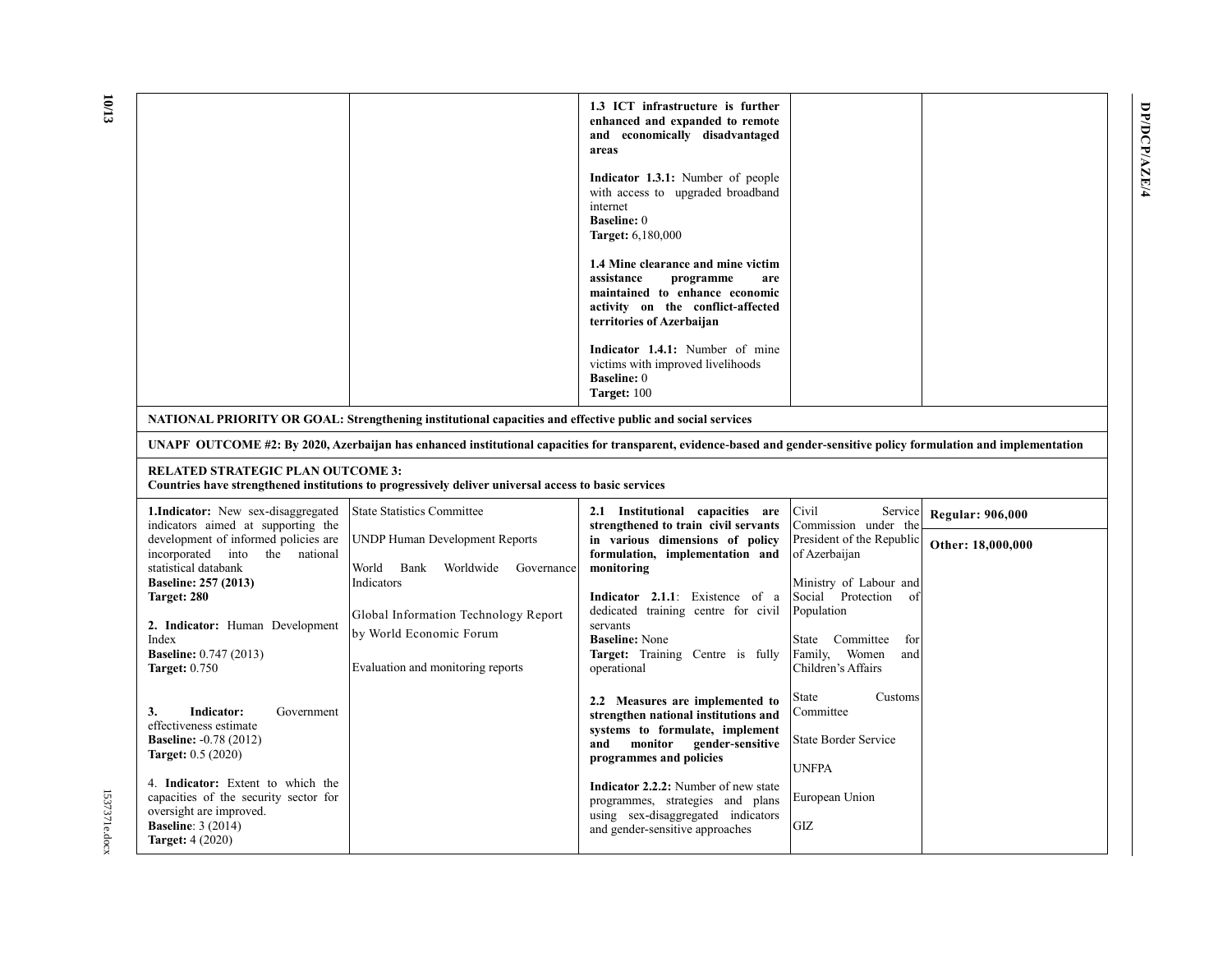| | | | | |
|---|---|---|---|---|
| | | **1.3 ICT infrastructure is further enhanced and expanded to remote and economically disadvantaged areas**<br><br>**Indicator 1.3.1:** Number of people with access to upgraded broadband internet<br>**Baseline:** 0<br>**Target:** 6,180,000<br><br>**1.4 Mine clearance and mine victim assistance programme are maintained to enhance economic activity on the conflict-affected territories of Azerbaijan**<br><br>**Indicator 1.4.1:** Number of mine victims with improved livelihoods<br>**Baseline:** 0<br>**Target:** 100 | | |
| **NATIONAL PRIORITY OR GOAL: Strengthening institutional capacities and effective public and social services** | | | | |
| **UNAPF OUTCOME #2: By 2020, Azerbaijan has enhanced institutional capacities for transparent, evidence-based and gender-sensitive policy formulation and implementation** | | | | |
| **RELATED STRATEGIC PLAN OUTCOME 3:**<br>**Countries have strengthened institutions to progressively deliver universal access to basic services** | | | | |
| **1.Indicator:** New sex-disaggregated indicators aimed at supporting the development of informed policies are incorporated into the national statistical databank<br>**Baseline: 257 (2013)**<br>**Target: 280**<br><br>**2. Indicator:** Human Development Index<br>**Baseline:** 0.747 (2013)<br>**Target:** 0.750<br><br>**3. Indicator:** Government effectiveness estimate<br>**Baseline:** -0.78 (2012)<br>**Target:** 0.5 (2020)<br><br>4. **Indicator:** Extent to which the capacities of the security sector for oversight are improved.<br>**Baseline**: 3 (2014)<br>**Target:** 4 (2020) | State Statistics Committee<br><br>UNDP Human Development Reports<br><br>World Bank Worldwide Governance Indicators<br><br>Global Information Technology Report by World Economic Forum<br><br>Evaluation and monitoring reports | **2.1 Institutional capacities are strengthened to train civil servants in various dimensions of policy formulation, implementation and monitoring**<br><br>**Indicator 2.1.1**: Existence of a dedicated training centre for civil servants<br>**Baseline:** None<br>**Target:** Training Centre is fully operational<br><br>**2.2 Measures are implemented to strengthen national institutions and systems to formulate, implement and monitor gender-sensitive programmes and policies**<br><br>**Indicator 2.2.2:** Number of new state programmes, strategies and plans using sex-disaggregated indicators and gender-sensitive approaches | Civil Service Commission under the President of the Republic of Azerbaijan<br><br>Ministry of Labour and Social Protection of Population<br><br>State Committee for Family, Women and Children's Affairs<br><br>State Customs Committee<br><br>State Border Service<br><br>UNFPA<br><br>European Union<br><br>GIZ | **Regular: 906,000**<br><br>**Other: 18,000,000** |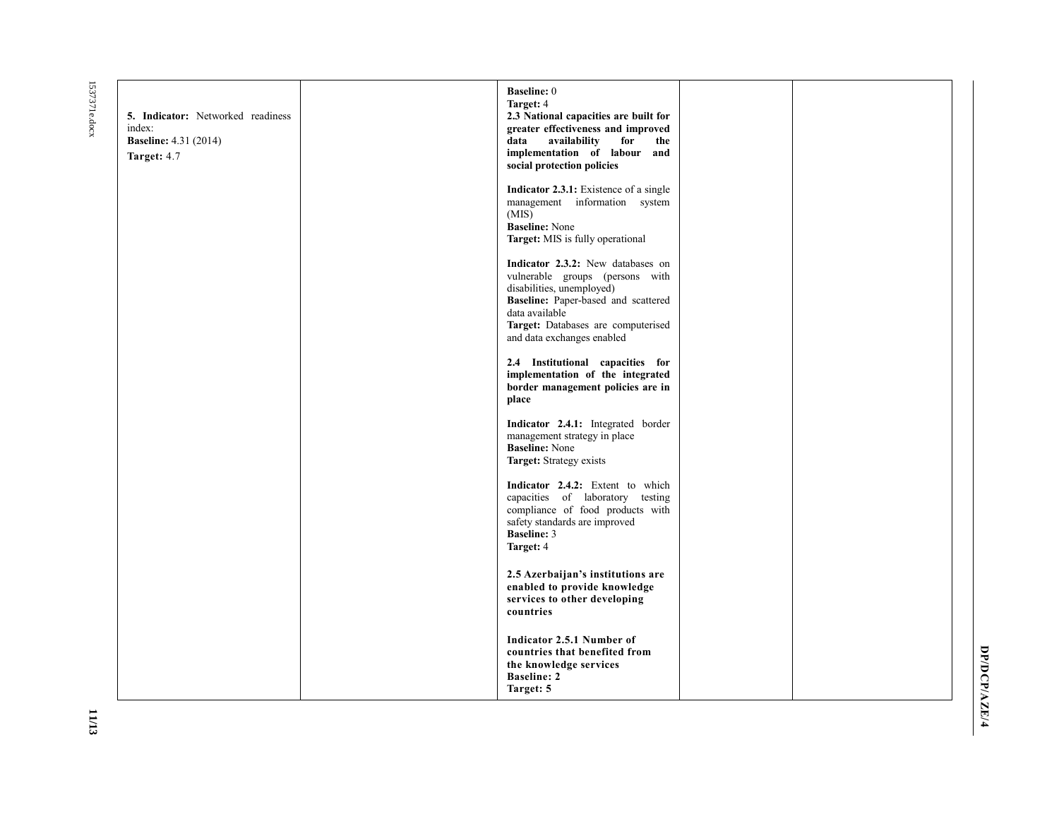| | | | | |
|---|---|---|---|---|
| **5. Indicator:** Networked readiness index:<br>**Baseline:** 4.31 (2014)<br>**Target:** 4.7 | | **Baseline:** 0<br>**Target:** 4<br>**2.3 National capacities are built for greater effectiveness and improved data availability for the implementation of labour and social protection policies**<br><br>**Indicator 2.3.1:** Existence of a single management information system (MIS)<br>**Baseline:** None<br>**Target:** MIS is fully operational<br><br>**Indicator 2.3.2:** New databases on vulnerable groups (persons with disabilities, unemployed)<br>**Baseline:** Paper-based and scattered data available<br>**Target:** Databases are computerised and data exchanges enabled<br><br>**2.4 Institutional capacities for implementation of the integrated border management policies are in place**<br><br>**Indicator 2.4.1:** Integrated border management strategy in place<br>**Baseline:** None<br>**Target:** Strategy exists<br><br>**Indicator 2.4.2:** Extent to which capacities of laboratory testing compliance of food products with safety standards are improved<br>**Baseline:** 3<br>**Target:** 4<br><br>**2.5 Azerbaijan's institutions are enabled to provide knowledge services to other developing countries**<br><br>**Indicator 2.5.1 Number of countries that benefited from the knowledge services**<br>**Baseline: 2**<br>**Target: 5** | | |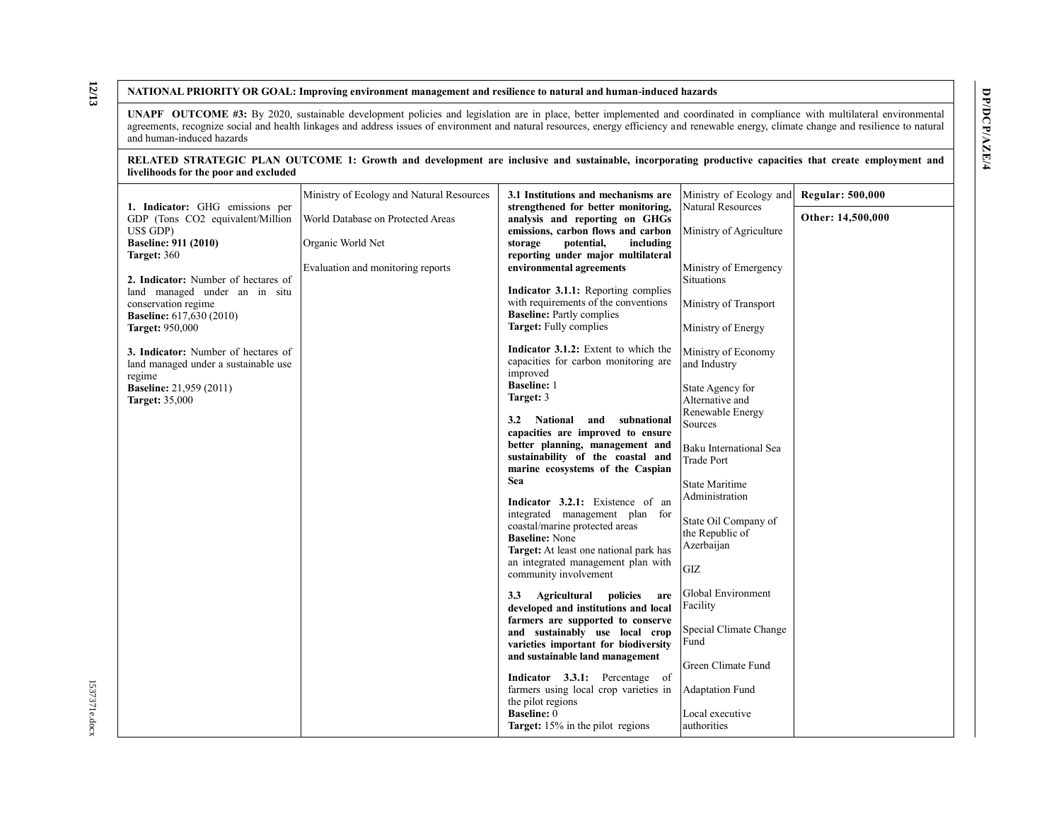| NATIONAL PRIORITY OR GOAL: Improving environment management and resilience to natural and human-induced hazards | | | | |
|---|---|---|---|---|
| **UNAPF OUTCOME #3:** By 2020, sustainable development policies and legislation are in place, better implemented and coordinated in compliance with multilateral environmental agreements, recognize social and health linkages and address issues of environment and natural resources, energy efficiency and renewable energy, climate change and resilience to natural and human-induced hazards | | | | |
| **RELATED STRATEGIC PLAN OUTCOME 1: Growth and development are inclusive and sustainable, incorporating productive capacities that create employment and livelihoods for the poor and excluded** | | | | |
| **1. Indicator:** GHG emissions per GDP (Tons $CO_2$ equivalent/Million US$ GDP)<br>**Baseline: 911 (2010)**<br>**Target:** 360<br><br>**2. Indicator:** Number of hectares of land managed under an in situ conservation regime<br>**Baseline:** 617,630 (2010)<br>**Target:** 950,000<br><br>**3. Indicator:** Number of hectares of land managed under a sustainable use regime<br>**Baseline:** 21,959 (2011)<br>**Target:** 35,000 | Ministry of Ecology and Natural Resources<br><br>World Database on Protected Areas<br><br>Organic World Net<br><br>Evaluation and monitoring reports | **3.1 Institutions and mechanisms are strengthened for better monitoring, analysis and reporting on GHGs emissions, carbon flows and carbon storage potential, including reporting under major multilateral environmental agreements**<br><br>**Indicator 3.1.1:** Reporting complies with requirements of the conventions<br>**Baseline:** Partly complies<br>**Target:** Fully complies<br><br>**Indicator 3.1.2:** Extent to which the capacities for carbon monitoring are improved<br>**Baseline:** 1<br>**Target:** 3<br><br>**3.2 National and subnational capacities are improved to ensure better planning, management and sustainability of the coastal and marine ecosystems of the Caspian Sea**<br><br>**Indicator 3.2.1:** Existence of an integrated management plan for coastal/marine protected areas<br>**Baseline:** None<br>**Target:** At least one national park has an integrated management plan with community involvement<br><br>**3.3 Agricultural policies are developed and institutions and local farmers are supported to conserve and sustainably use local crop varieties important for biodiversity and sustainable land management**<br><br>**Indicator 3.3.1:** Percentage of farmers using local crop varieties in the pilot regions<br>**Baseline:** 0<br>**Target:** 15% in the pilot regions | Ministry of Ecology and Natural Resources<br><br>Ministry of Agriculture<br><br>Ministry of Emergency Situations<br><br>Ministry of Transport<br><br>Ministry of Energy<br><br>Ministry of Economy and Industry<br><br>State Agency for Alternative and Renewable Energy Sources<br><br>Baku International Sea Trade Port<br><br>State Maritime Administration<br><br>State Oil Company of the Republic of Azerbaijan<br><br>GIZ<br><br>Global Environment Facility<br><br>Special Climate Change Fund<br><br>Green Climate Fund<br><br>Adaptation Fund<br><br>Local executive authorities | **Regular: 500,000**<br><br>**Other: 14,500,000** |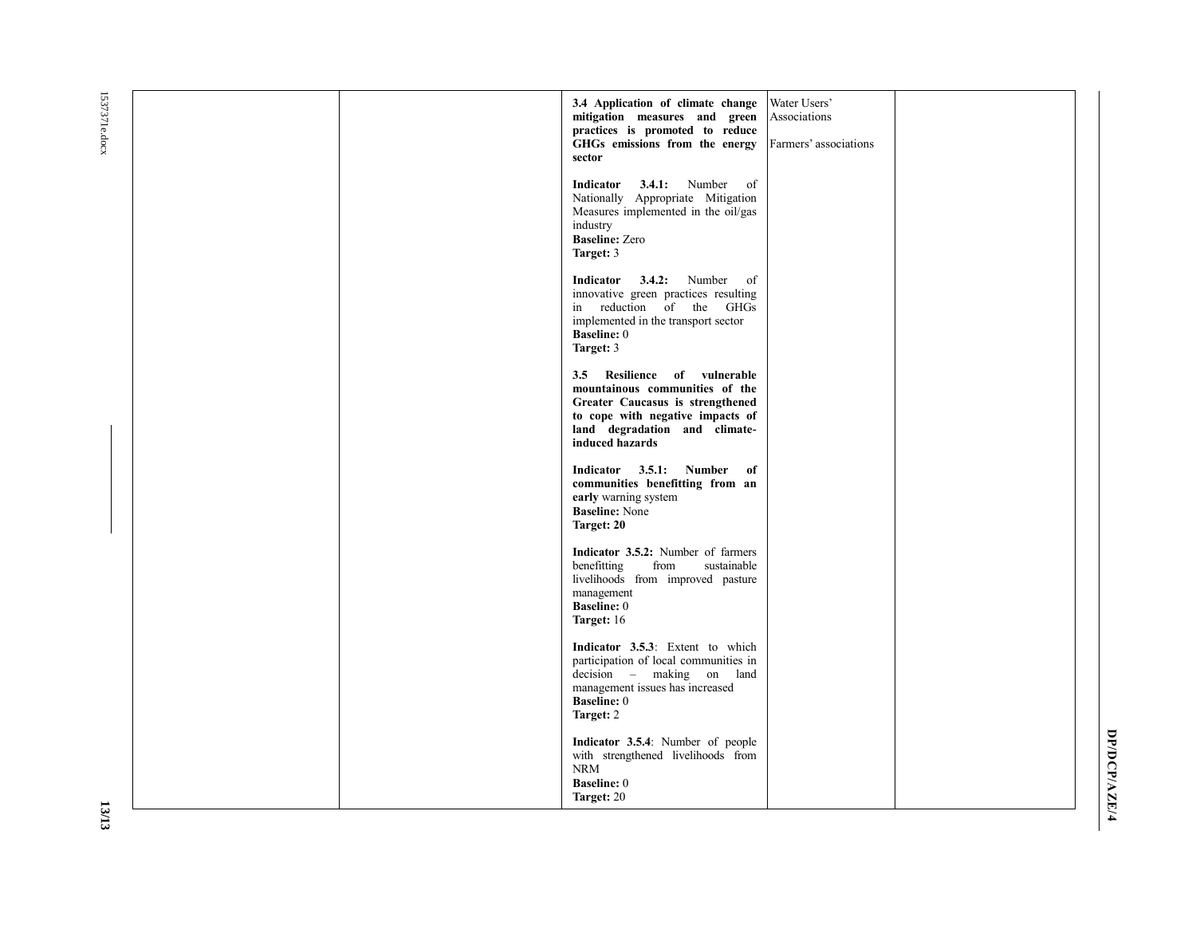| | | | | |
|---|---|---|---|---|
| | | **3.4 Application of climate change mitigation measures and green practices is promoted to reduce GHGs emissions from the energy sector**<br><br>**Indicator 3.4.1:** Number of Nationally Appropriate Mitigation Measures implemented in the oil/gas industry<br>**Baseline:** Zero<br>**Target:** 3<br><br>**Indicator 3.4.2:** Number of innovative green practices resulting in reduction of the GHGs implemented in the transport sector<br>**Baseline:** 0<br>**Target:** 3<br><br>**3.5 Resilience of vulnerable mountainous communities of the Greater Caucasus is strengthened to cope with negative impacts of land degradation and climate-induced hazards**<br><br>**Indicator 3.5.1: Number of communities benefitting from an early** warning system<br>**Baseline:** None<br>**Target: 20**<br><br>**Indicator 3.5.2:** Number of farmers benefitting from sustainable livelihoods from improved pasture management<br>**Baseline:** 0<br>**Target:** 16<br><br>**Indicator 3.5.3**: Extent to which participation of local communities in decision – making on land management issues has increased<br>**Baseline:** 0<br>**Target:** 2<br><br>**Indicator 3.5.4**: Number of people with strengthened livelihoods from NRM<br>**Baseline:** 0<br>**Target:** 20 | Water Users' Associations<br><br>Farmers' associations | |